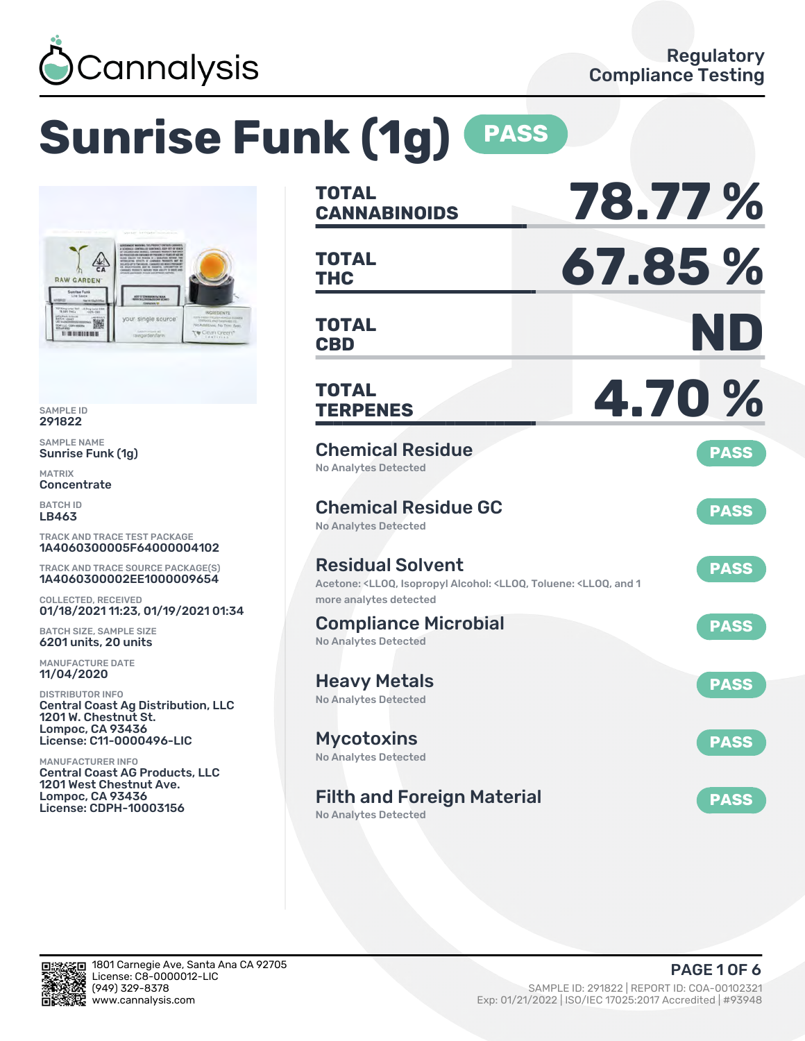Cannalysis

Regulatory Compliance Testing

# Sunrise Funk (1g) PASS

SAMPLE ID
291822

SAMPLE NAME
Sunrise Funk (1g)

MATRIX
Concentrate

BATCH ID
LB463

TRACK AND TRACE TEST PACKAGE
1A4060300005F64000004102

TRACK AND TRACE SOURCE PACKAGE(S)
1A4060300002EE1000009654

COLLECTED, RECEIVED
01/18/2021 11:23, 01/19/2021 01:34

BATCH SIZE, SAMPLE SIZE
6201 units, 20 units

MANUFACTURE DATE
11/04/2020

DISTRIBUTOR INFO
Central Coast Ag Distribution, LLC
1201 W. Chestnut St.
Lompoc, CA 93436
License: C11-0000496-LIC

MANUFACTURER INFO
Central Coast AG Products, LLC
1201 West Chestnut Ave.
Lompoc, CA 93436
License: CDPH-10003156

| | |
|---|---|
| **TOTAL CANNABINOIDS** | **78.77 %** |
| **TOTAL THC** | **67.85 %** |
| **TOTAL CBD** | **ND** |
| **TOTAL TERPENES** | **4.70 %** |

## Chemical Residue — PASS
No Analytes Detected

## Chemical Residue GC — PASS
No Analytes Detected

## Residual Solvent — PASS
Acetone: <LLOQ, Isopropyl Alcohol: <LLOQ, Toluene: <LLOQ, and 1 more analytes detected

## Compliance Microbial — PASS
No Analytes Detected

## Heavy Metals — PASS
No Analytes Detected

## Mycotoxins — PASS
No Analytes Detected

## Filth and Foreign Material — PASS
No Analytes Detected

1801 Carnegie Ave, Santa Ana CA 92705
License: C8-0000012-LIC
(949) 329-8378
www.cannalysis.com

SAMPLE ID: 291822 | REPORT ID: COA-00102321
Exp: 01/21/2022 | ISO/IEC 17025:2017 Accredited | #93948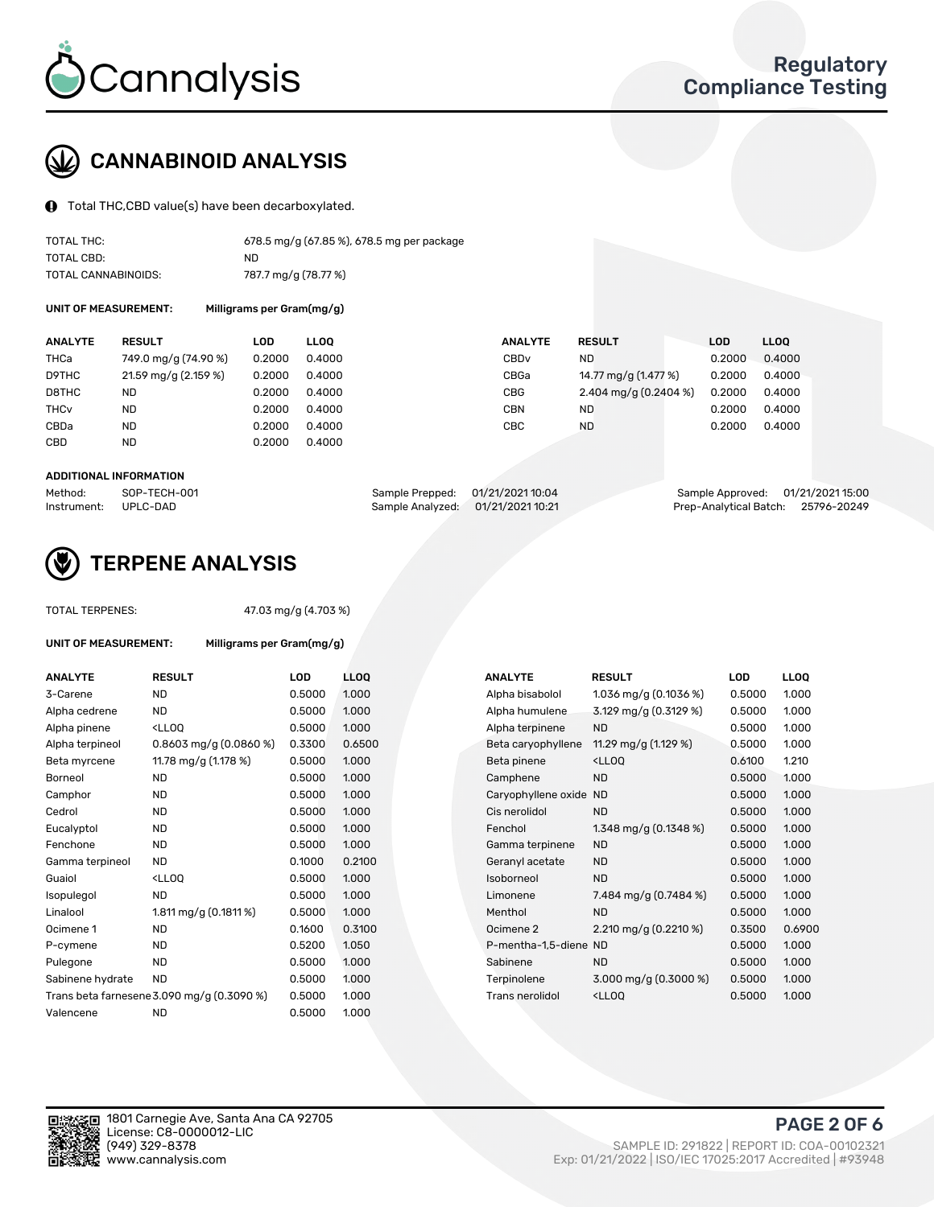# CANNABINOID ANALYSIS

Total THC,CBD value(s) have been decarboxylated.

| | |
|---|---|
| TOTAL THC: | 678.5 mg/g (67.85 %), 678.5 mg per package |
| TOTAL CBD: | ND |
| TOTAL CANNABINOIDS: | 787.7 mg/g (78.77 %) |

**UNIT OF MEASUREMENT:** Milligrams per Gram(mg/g)

| ANALYTE | RESULT | LOD | LLOQ |
|---|---|---|---|
| THCa | 749.0 mg/g (74.90 %) | 0.2000 | 0.4000 |
| D9THC | 21.59 mg/g (2.159 %) | 0.2000 | 0.4000 |
| D8THC | ND | 0.2000 | 0.4000 |
| THCv | ND | 0.2000 | 0.4000 |
| CBDa | ND | 0.2000 | 0.4000 |
| CBD | ND | 0.2000 | 0.4000 |
| CBDv | ND | 0.2000 | 0.4000 |
| CBGa | 14.77 mg/g (1.477 %) | 0.2000 | 0.4000 |
| CBG | 2.404 mg/g (0.2404 %) | 0.2000 | 0.4000 |
| CBN | ND | 0.2000 | 0.4000 |
| CBC | ND | 0.2000 | 0.4000 |

**ADDITIONAL INFORMATION**

| | | | | | |
|---|---|---|---|---|---|
| Method: | SOP-TECH-001 | Sample Prepped: | 01/21/2021 10:04 | Sample Approved: | 01/21/2021 15:00 |
| Instrument: | UPLC-DAD | Sample Analyzed: | 01/21/2021 10:21 | Prep-Analytical Batch: | 25796-20249 |

# TERPENE ANALYSIS

TOTAL TERPENES: 47.03 mg/g (4.703 %)

**UNIT OF MEASUREMENT:** Milligrams per Gram(mg/g)

| ANALYTE | RESULT | LOD | LLOQ |
|---|---|---|---|
| 3-Carene | ND | 0.5000 | 1.000 |
| Alpha cedrene | ND | 0.5000 | 1.000 |
| Alpha pinene | <LLOQ | 0.5000 | 1.000 |
| Alpha terpineol | 0.8603 mg/g (0.0860 %) | 0.3300 | 0.6500 |
| Beta myrcene | 11.78 mg/g (1.178 %) | 0.5000 | 1.000 |
| Borneol | ND | 0.5000 | 1.000 |
| Camphor | ND | 0.5000 | 1.000 |
| Cedrol | ND | 0.5000 | 1.000 |
| Eucalyptol | ND | 0.5000 | 1.000 |
| Fenchone | ND | 0.5000 | 1.000 |
| Gamma terpineol | ND | 0.1000 | 0.2100 |
| Guaiol | <LLOQ | 0.5000 | 1.000 |
| Isopulegol | ND | 0.5000 | 1.000 |
| Linalool | 1.811 mg/g (0.1811 %) | 0.5000 | 1.000 |
| Ocimene 1 | ND | 0.1600 | 0.3100 |
| P-cymene | ND | 0.5200 | 1.050 |
| Pulegone | ND | 0.5000 | 1.000 |
| Sabinene hydrate | ND | 0.5000 | 1.000 |
| Trans beta farnesene | 3.090 mg/g (0.3090 %) | 0.5000 | 1.000 |
| Valencene | ND | 0.5000 | 1.000 |
| Alpha bisabolol | 1.036 mg/g (0.1036 %) | 0.5000 | 1.000 |
| Alpha humulene | 3.129 mg/g (0.3129 %) | 0.5000 | 1.000 |
| Alpha terpinene | ND | 0.5000 | 1.000 |
| Beta caryophyllene | 11.29 mg/g (1.129 %) | 0.5000 | 1.000 |
| Beta pinene | <LLOQ | 0.6100 | 1.210 |
| Camphene | ND | 0.5000 | 1.000 |
| Caryophyllene oxide | ND | 0.5000 | 1.000 |
| Cis nerolidol | ND | 0.5000 | 1.000 |
| Fenchol | 1.348 mg/g (0.1348 %) | 0.5000 | 1.000 |
| Gamma terpinene | ND | 0.5000 | 1.000 |
| Geranyl acetate | ND | 0.5000 | 1.000 |
| Isoborneol | ND | 0.5000 | 1.000 |
| Limonene | 7.484 mg/g (0.7484 %) | 0.5000 | 1.000 |
| Menthol | ND | 0.5000 | 1.000 |
| Ocimene 2 | 2.210 mg/g (0.2210 %) | 0.3500 | 0.6900 |
| P-mentha-1,5-diene | ND | 0.5000 | 1.000 |
| Sabinene | ND | 0.5000 | 1.000 |
| Terpinolene | 3.000 mg/g (0.3000 %) | 0.5000 | 1.000 |
| Trans nerolidol | <LLOQ | 0.5000 | 1.000 |

1801 Carnegie Ave, Santa Ana CA 92705
License: C8-0000012-LIC
(949) 329-8378
www.cannalysis.com

SAMPLE ID: 291822 | REPORT ID: COA-00102321
Exp: 01/21/2022 | ISO/IEC 17025:2017 Accredited | #93948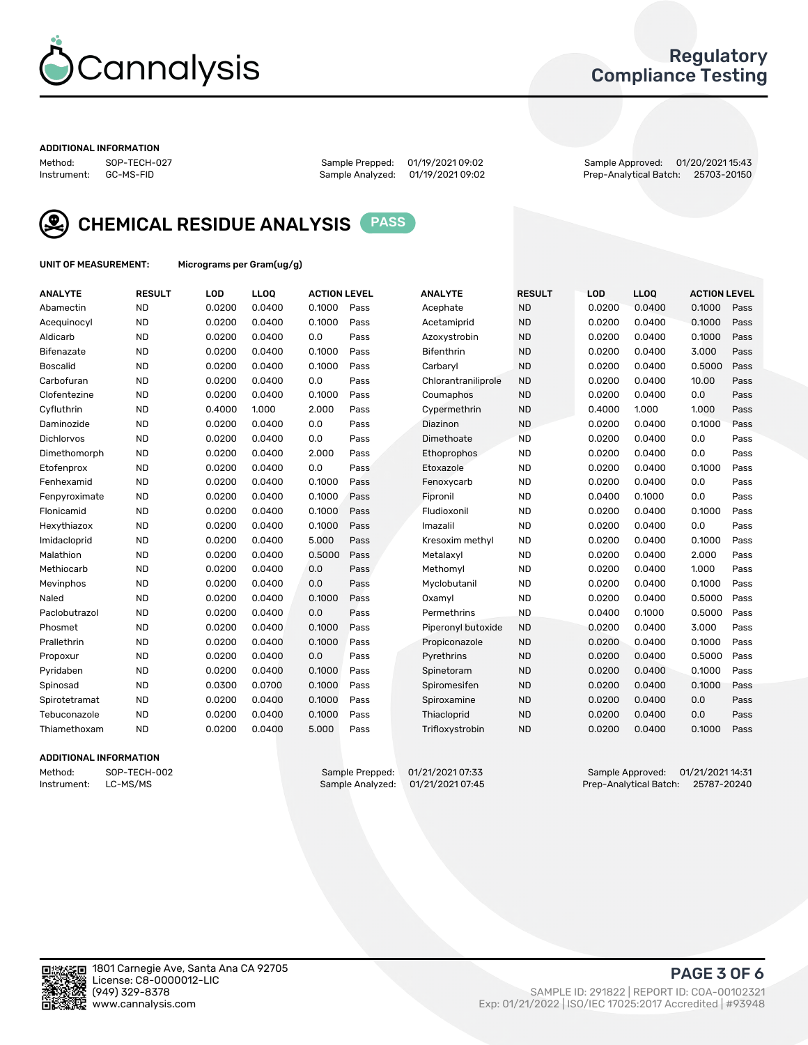# Cannalysis

## Regulatory Compliance Testing

### ADDITIONAL INFORMATION

Method: SOP-TECH-027
Instrument: GC-MS-FID

Sample Prepped: 01/19/2021 09:02
Sample Analyzed: 01/19/2021 09:02

Sample Approved: 01/20/2021 15:43
Prep-Analytical Batch: 25703-20150

## CHEMICAL RESIDUE ANALYSIS PASS

**UNIT OF MEASUREMENT:** Micrograms per Gram(ug/g)

| ANALYTE | RESULT | LOD | LLOQ | ACTION LEVEL | | ANALYTE | RESULT | LOD | LLOQ | ACTION LEVEL | |
|---|---|---|---|---|---|---|---|---|---|---|---|
| Abamectin | ND | 0.0200 | 0.0400 | 0.1000 | Pass | Acephate | ND | 0.0200 | 0.0400 | 0.1000 | Pass |
| Acequinocyl | ND | 0.0200 | 0.0400 | 0.1000 | Pass | Acetamiprid | ND | 0.0200 | 0.0400 | 0.1000 | Pass |
| Aldicarb | ND | 0.0200 | 0.0400 | 0.0 | Pass | Azoxystrobin | ND | 0.0200 | 0.0400 | 0.1000 | Pass |
| Bifenazate | ND | 0.0200 | 0.0400 | 0.1000 | Pass | Bifenthrin | ND | 0.0200 | 0.0400 | 3.000 | Pass |
| Boscalid | ND | 0.0200 | 0.0400 | 0.1000 | Pass | Carbaryl | ND | 0.0200 | 0.0400 | 0.5000 | Pass |
| Carbofuran | ND | 0.0200 | 0.0400 | 0.0 | Pass | Chlorantraniliprole | ND | 0.0200 | 0.0400 | 10.00 | Pass |
| Clofentezine | ND | 0.0200 | 0.0400 | 0.1000 | Pass | Coumaphos | ND | 0.0200 | 0.0400 | 0.0 | Pass |
| Cyfluthrin | ND | 0.4000 | 1.000 | 2.000 | Pass | Cypermethrin | ND | 0.4000 | 1.000 | 1.000 | Pass |
| Daminozide | ND | 0.0200 | 0.0400 | 0.0 | Pass | Diazinon | ND | 0.0200 | 0.0400 | 0.1000 | Pass |
| Dichlorvos | ND | 0.0200 | 0.0400 | 0.0 | Pass | Dimethoate | ND | 0.0200 | 0.0400 | 0.0 | Pass |
| Dimethomorph | ND | 0.0200 | 0.0400 | 2.000 | Pass | Ethoprophos | ND | 0.0200 | 0.0400 | 0.0 | Pass |
| Etofenprox | ND | 0.0200 | 0.0400 | 0.0 | Pass | Etoxazole | ND | 0.0200 | 0.0400 | 0.1000 | Pass |
| Fenhexamid | ND | 0.0200 | 0.0400 | 0.1000 | Pass | Fenoxycarb | ND | 0.0200 | 0.0400 | 0.0 | Pass |
| Fenpyroximate | ND | 0.0200 | 0.0400 | 0.1000 | Pass | Fipronil | ND | 0.0400 | 0.1000 | 0.0 | Pass |
| Flonicamid | ND | 0.0200 | 0.0400 | 0.1000 | Pass | Fludioxonil | ND | 0.0200 | 0.0400 | 0.1000 | Pass |
| Hexythiazox | ND | 0.0200 | 0.0400 | 0.1000 | Pass | Imazalil | ND | 0.0200 | 0.0400 | 0.0 | Pass |
| Imidacloprid | ND | 0.0200 | 0.0400 | 5.000 | Pass | Kresoxim methyl | ND | 0.0200 | 0.0400 | 0.1000 | Pass |
| Malathion | ND | 0.0200 | 0.0400 | 0.5000 | Pass | Metalaxyl | ND | 0.0200 | 0.0400 | 2.000 | Pass |
| Methiocarb | ND | 0.0200 | 0.0400 | 0.0 | Pass | Methomyl | ND | 0.0200 | 0.0400 | 1.000 | Pass |
| Mevinphos | ND | 0.0200 | 0.0400 | 0.0 | Pass | Myclobutanil | ND | 0.0200 | 0.0400 | 0.1000 | Pass |
| Naled | ND | 0.0200 | 0.0400 | 0.1000 | Pass | Oxamyl | ND | 0.0200 | 0.0400 | 0.5000 | Pass |
| Paclobutrazol | ND | 0.0200 | 0.0400 | 0.0 | Pass | Permethrins | ND | 0.0400 | 0.1000 | 0.5000 | Pass |
| Phosmet | ND | 0.0200 | 0.0400 | 0.1000 | Pass | Piperonyl butoxide | ND | 0.0200 | 0.0400 | 3.000 | Pass |
| Prallethrin | ND | 0.0200 | 0.0400 | 0.1000 | Pass | Propiconazole | ND | 0.0200 | 0.0400 | 0.1000 | Pass |
| Propoxur | ND | 0.0200 | 0.0400 | 0.0 | Pass | Pyrethrins | ND | 0.0200 | 0.0400 | 0.5000 | Pass |
| Pyridaben | ND | 0.0200 | 0.0400 | 0.1000 | Pass | Spinetoram | ND | 0.0200 | 0.0400 | 0.1000 | Pass |
| Spinosad | ND | 0.0300 | 0.0700 | 0.1000 | Pass | Spiromesifen | ND | 0.0200 | 0.0400 | 0.1000 | Pass |
| Spirotetramat | ND | 0.0200 | 0.0400 | 0.1000 | Pass | Spiroxamine | ND | 0.0200 | 0.0400 | 0.0 | Pass |
| Tebuconazole | ND | 0.0200 | 0.0400 | 0.1000 | Pass | Thiacloprid | ND | 0.0200 | 0.0400 | 0.0 | Pass |
| Thiamethoxam | ND | 0.0200 | 0.0400 | 5.000 | Pass | Trifloxystrobin | ND | 0.0200 | 0.0400 | 0.1000 | Pass |

### ADDITIONAL INFORMATION

Method: SOP-TECH-002
Instrument: LC-MS/MS

Sample Prepped: 01/21/2021 07:33
Sample Analyzed: 01/21/2021 07:45

Sample Approved: 01/21/2021 14:31
Prep-Analytical Batch: 25787-20240

1801 Carnegie Ave, Santa Ana CA 92705
License: C8-0000012-LIC
(949) 329-8378
www.cannalysis.com

SAMPLE ID: 291822 | REPORT ID: COA-00102321
Exp: 01/21/2022 | ISO/IEC 17025:2017 Accredited | #93948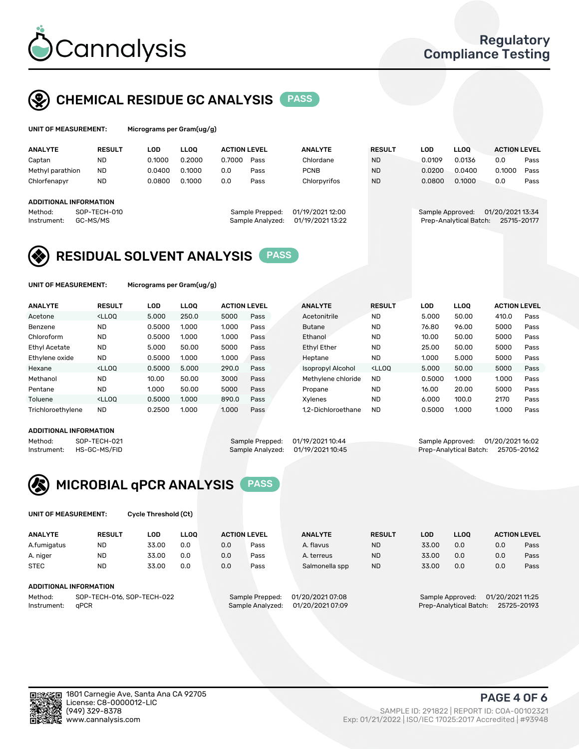# Cannalysis

Regulatory Compliance Testing

## CHEMICAL RESIDUE GC ANALYSIS PASS

**UNIT OF MEASUREMENT:** Micrograms per Gram(ug/g)

| ANALYTE | RESULT | LOD | LLOQ | ACTION LEVEL | | ANALYTE | RESULT | LOD | LLOQ | ACTION LEVEL | |
|---|---|---|---|---|---|---|---|---|---|---|---|
| Captan | ND | 0.1000 | 0.2000 | 0.7000 | Pass | Chlordane | ND | 0.0109 | 0.0136 | 0.0 | Pass |
| Methyl parathion | ND | 0.0400 | 0.1000 | 0.0 | Pass | PCNB | ND | 0.0200 | 0.0400 | 0.1000 | Pass |
| Chlorfenapyr | ND | 0.0800 | 0.1000 | 0.0 | Pass | Chlorpyrifos | ND | 0.0800 | 0.1000 | 0.0 | Pass |

**ADDITIONAL INFORMATION**

Method: SOP-TECH-010
Instrument: GC-MS/MS
Sample Prepped: 01/19/2021 12:00
Sample Analyzed: 01/19/2021 13:22
Sample Approved: 01/20/2021 13:34
Prep-Analytical Batch: 25715-20177

## RESIDUAL SOLVENT ANALYSIS PASS

**UNIT OF MEASUREMENT:** Micrograms per Gram(ug/g)

| ANALYTE | RESULT | LOD | LLOQ | ACTION LEVEL | | ANALYTE | RESULT | LOD | LLOQ | ACTION LEVEL | |
|---|---|---|---|---|---|---|---|---|---|---|---|
| Acetone | <LLOQ | 5.000 | 250.0 | 5000 | Pass | Acetonitrile | ND | 5.000 | 50.00 | 410.0 | Pass |
| Benzene | ND | 0.5000 | 1.000 | 1.000 | Pass | Butane | ND | 76.80 | 96.00 | 5000 | Pass |
| Chloroform | ND | 0.5000 | 1.000 | 1.000 | Pass | Ethanol | ND | 10.00 | 50.00 | 5000 | Pass |
| Ethyl Acetate | ND | 5.000 | 50.00 | 5000 | Pass | Ethyl Ether | ND | 25.00 | 50.00 | 5000 | Pass |
| Ethylene oxide | ND | 0.5000 | 1.000 | 1.000 | Pass | Heptane | ND | 1.000 | 5.000 | 5000 | Pass |
| Hexane | <LLOQ | 0.5000 | 5.000 | 290.0 | Pass | Isopropyl Alcohol | <LLOQ | 5.000 | 50.00 | 5000 | Pass |
| Methanol | ND | 10.00 | 50.00 | 3000 | Pass | Methylene chloride | ND | 0.5000 | 1.000 | 1.000 | Pass |
| Pentane | ND | 1.000 | 50.00 | 5000 | Pass | Propane | ND | 16.00 | 20.00 | 5000 | Pass |
| Toluene | <LLOQ | 0.5000 | 1.000 | 890.0 | Pass | Xylenes | ND | 6.000 | 100.0 | 2170 | Pass |
| Trichloroethylene | ND | 0.2500 | 1.000 | 1.000 | Pass | 1,2-Dichloroethane | ND | 0.5000 | 1.000 | 1.000 | Pass |

**ADDITIONAL INFORMATION**

Method: SOP-TECH-021
Instrument: HS-GC-MS/FID
Sample Prepped: 01/19/2021 10:44
Sample Analyzed: 01/19/2021 10:45
Sample Approved: 01/20/2021 16:02
Prep-Analytical Batch: 25705-20162

## MICROBIAL qPCR ANALYSIS PASS

**UNIT OF MEASUREMENT:** Cycle Threshold (Ct)

| ANALYTE | RESULT | LOD | LLOQ | ACTION LEVEL | | ANALYTE | RESULT | LOD | LLOQ | ACTION LEVEL | |
|---|---|---|---|---|---|---|---|---|---|---|---|
| A.fumigatus | ND | 33.00 | 0.0 | 0.0 | Pass | A. flavus | ND | 33.00 | 0.0 | 0.0 | Pass |
| A. niger | ND | 33.00 | 0.0 | 0.0 | Pass | A. terreus | ND | 33.00 | 0.0 | 0.0 | Pass |
| STEC | ND | 33.00 | 0.0 | 0.0 | Pass | Salmonella spp | ND | 33.00 | 0.0 | 0.0 | Pass |

**ADDITIONAL INFORMATION**

Method: SOP-TECH-016, SOP-TECH-022
Instrument: qPCR
Sample Prepped: 01/20/2021 07:08
Sample Analyzed: 01/20/2021 07:09
Sample Approved: 01/20/2021 11:25
Prep-Analytical Batch: 25725-20193

1801 Carnegie Ave, Santa Ana CA 92705
License: C8-0000012-LIC
(949) 329-8378
www.cannalysis.com

SAMPLE ID: 291822 | REPORT ID: COA-00102321
Exp: 01/21/2022 | ISO/IEC 17025:2017 Accredited | #93948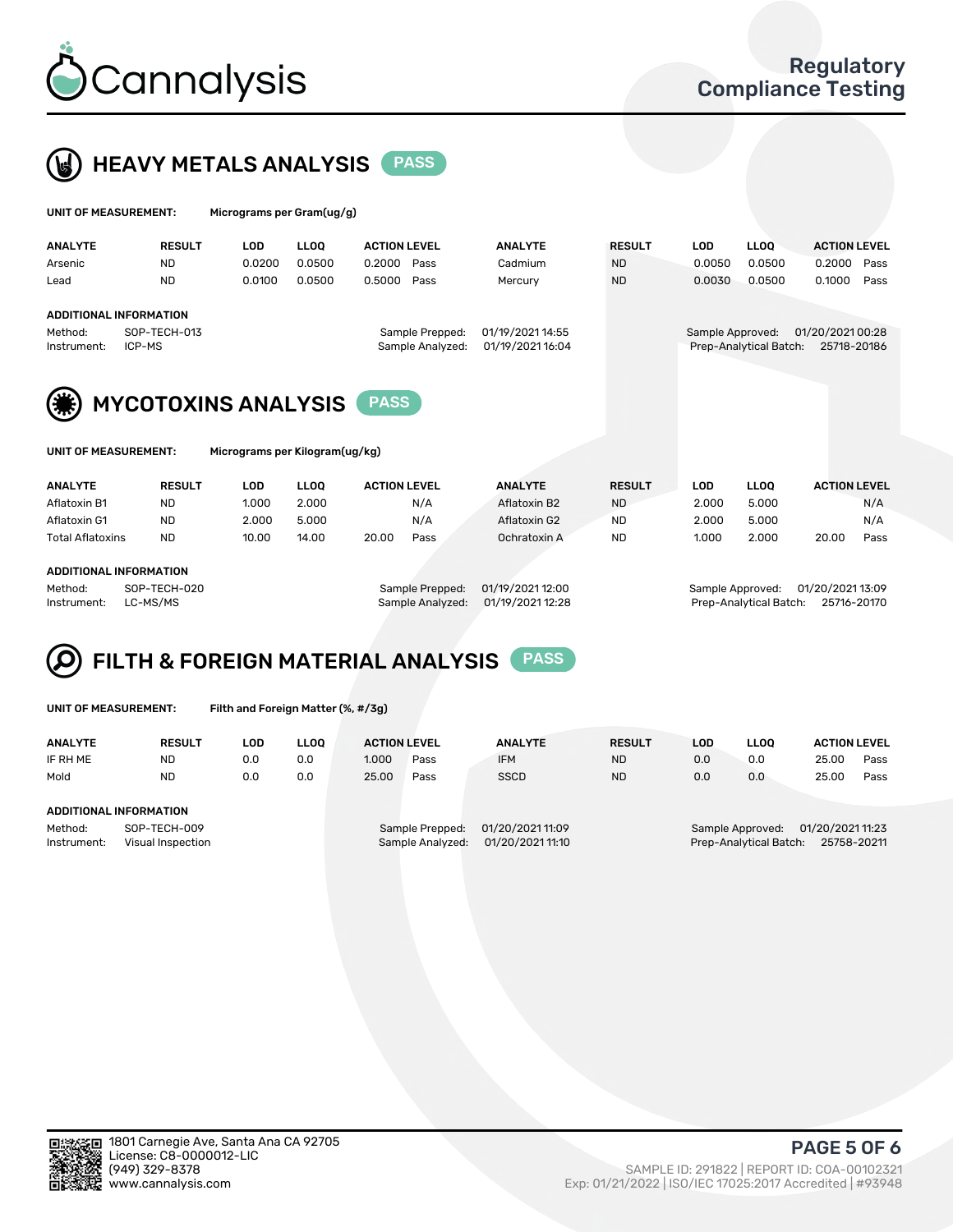# Cannalysis

Regulatory Compliance Testing

## HEAVY METALS ANALYSIS PASS

**UNIT OF MEASUREMENT:** Micrograms per Gram(ug/g)

| ANALYTE | RESULT | LOD | LLOQ | ACTION LEVEL | | ANALYTE | RESULT | LOD | LLOQ | ACTION LEVEL | |
|---|---|---|---|---|---|---|---|---|---|---|---|
| Arsenic | ND | 0.0200 | 0.0500 | 0.2000 | Pass | Cadmium | ND | 0.0050 | 0.0500 | 0.2000 | Pass |
| Lead | ND | 0.0100 | 0.0500 | 0.5000 | Pass | Mercury | ND | 0.0030 | 0.0500 | 0.1000 | Pass |

**ADDITIONAL INFORMATION**

Method: SOP-TECH-013
Instrument: ICP-MS
Sample Prepped: 01/19/2021 14:55
Sample Analyzed: 01/19/2021 16:04
Sample Approved: 01/20/2021 00:28
Prep-Analytical Batch: 25718-20186

## MYCOTOXINS ANALYSIS PASS

**UNIT OF MEASUREMENT:** Micrograms per Kilogram(ug/kg)

| ANALYTE | RESULT | LOD | LLOQ | ACTION LEVEL | | ANALYTE | RESULT | LOD | LLOQ | ACTION LEVEL | |
|---|---|---|---|---|---|---|---|---|---|---|---|
| Aflatoxin B1 | ND | 1.000 | 2.000 | | N/A | Aflatoxin B2 | ND | 2.000 | 5.000 | | N/A |
| Aflatoxin G1 | ND | 2.000 | 5.000 | | N/A | Aflatoxin G2 | ND | 2.000 | 5.000 | | N/A |
| Total Aflatoxins | ND | 10.00 | 14.00 | 20.00 | Pass | Ochratoxin A | ND | 1.000 | 2.000 | 20.00 | Pass |

**ADDITIONAL INFORMATION**

Method: SOP-TECH-020
Instrument: LC-MS/MS
Sample Prepped: 01/19/2021 12:00
Sample Analyzed: 01/19/2021 12:28
Sample Approved: 01/20/2021 13:09
Prep-Analytical Batch: 25716-20170

## FILTH & FOREIGN MATERIAL ANALYSIS PASS

**UNIT OF MEASUREMENT:** Filth and Foreign Matter (%, #/3g)

| ANALYTE | RESULT | LOD | LLOQ | ACTION LEVEL | | ANALYTE | RESULT | LOD | LLOQ | ACTION LEVEL | |
|---|---|---|---|---|---|---|---|---|---|---|---|
| IF RH ME | ND | 0.0 | 0.0 | 1.000 | Pass | IFM | ND | 0.0 | 0.0 | 25.00 | Pass |
| Mold | ND | 0.0 | 0.0 | 25.00 | Pass | SSCD | ND | 0.0 | 0.0 | 25.00 | Pass |

**ADDITIONAL INFORMATION**

Method: SOP-TECH-009
Instrument: Visual Inspection
Sample Prepped: 01/20/2021 11:09
Sample Analyzed: 01/20/2021 11:10
Sample Approved: 01/20/2021 11:23
Prep-Analytical Batch: 25758-20211

1801 Carnegie Ave, Santa Ana CA 92705
License: C8-0000012-LIC
(949) 329-8378
www.cannalysis.com

SAMPLE ID: 291822 | REPORT ID: COA-00102321
Exp: 01/21/2022 | ISO/IEC 17025:2017 Accredited | #93948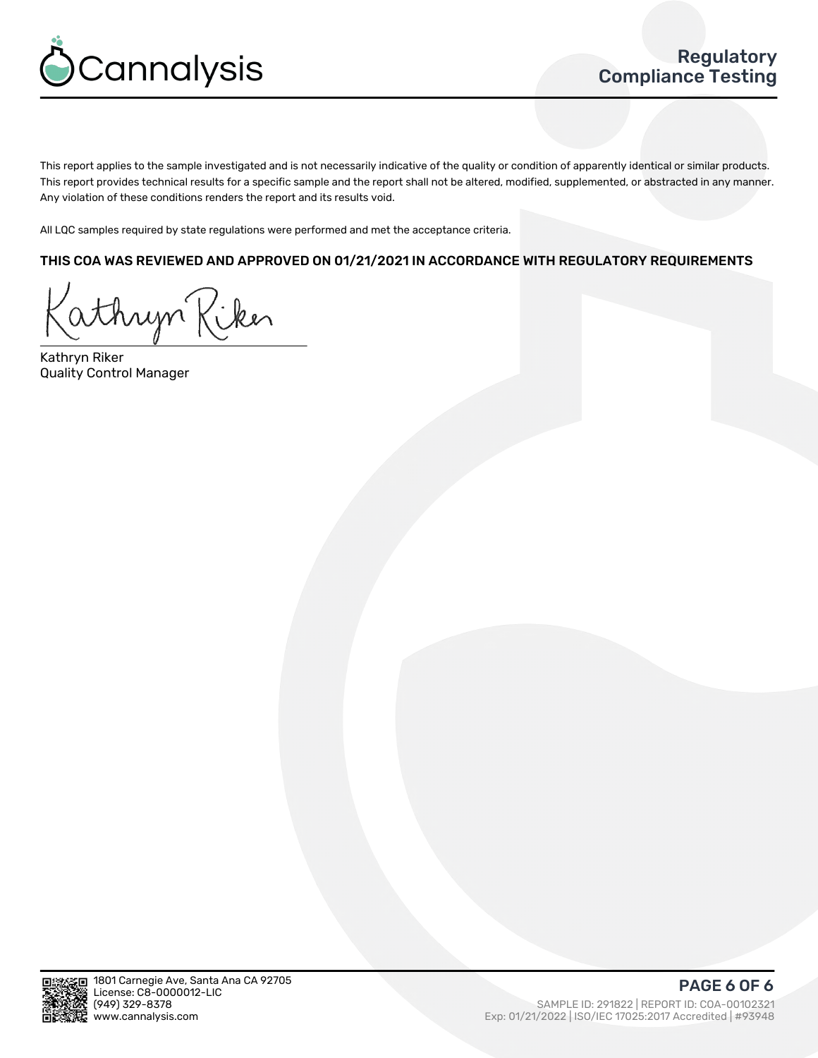This report applies to the sample investigated and is not necessarily indicative of the quality or condition of apparently identical or similar products. This report provides technical results for a specific sample and the report shall not be altered, modified, supplemented, or abstracted in any manner. Any violation of these conditions renders the report and its results void.

All LQC samples required by state regulations were performed and met the acceptance criteria.

**THIS COA WAS REVIEWED AND APPROVED ON 01/21/2021 IN ACCORDANCE WITH REGULATORY REQUIREMENTS**

Kathryn Riker
Quality Control Manager